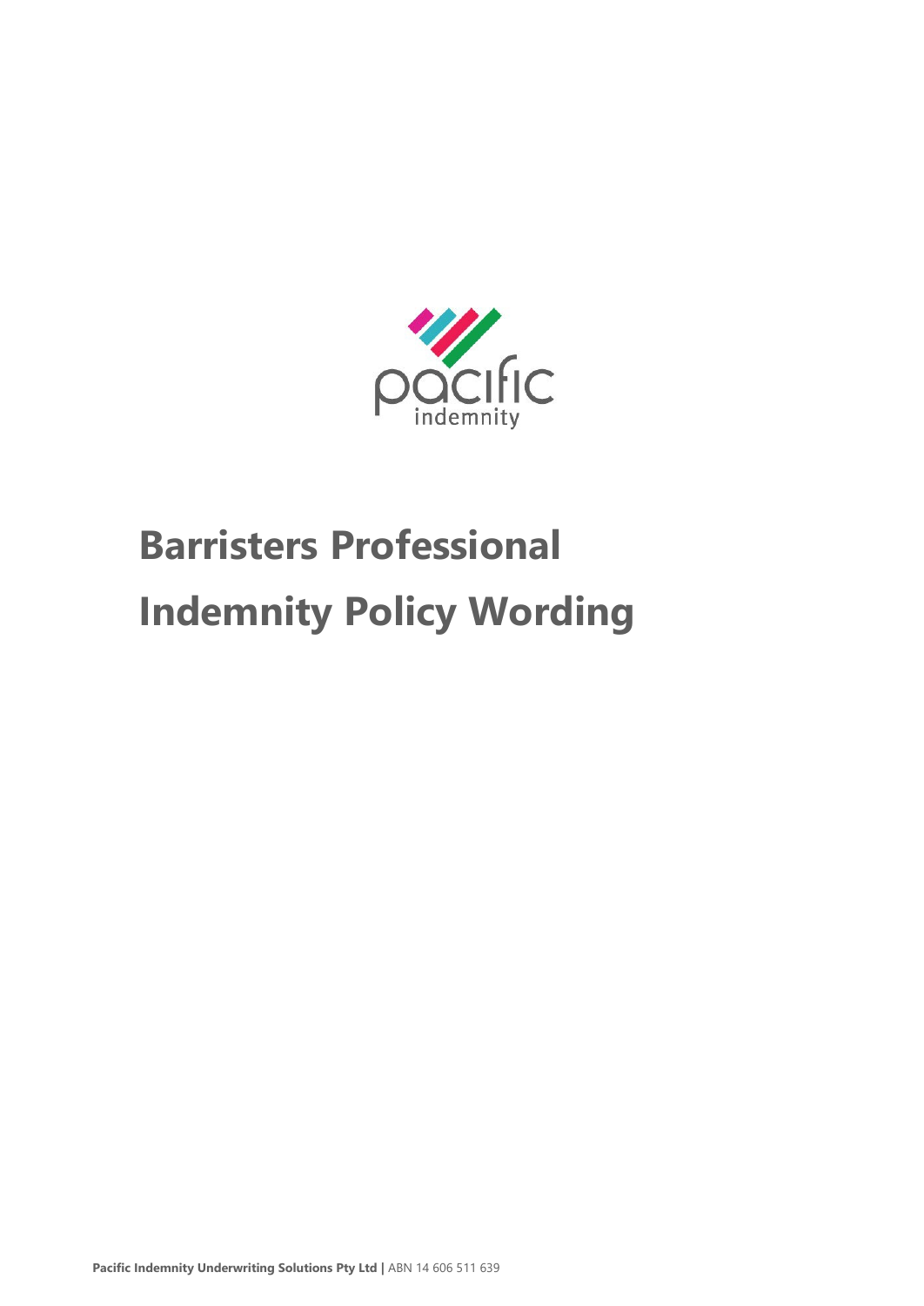pacific
indemnity

# Barristers Professional Indemnity Policy Wording

**Pacific Indemnity Underwriting Solutions Pty Ltd |** ABN 14 606 511 639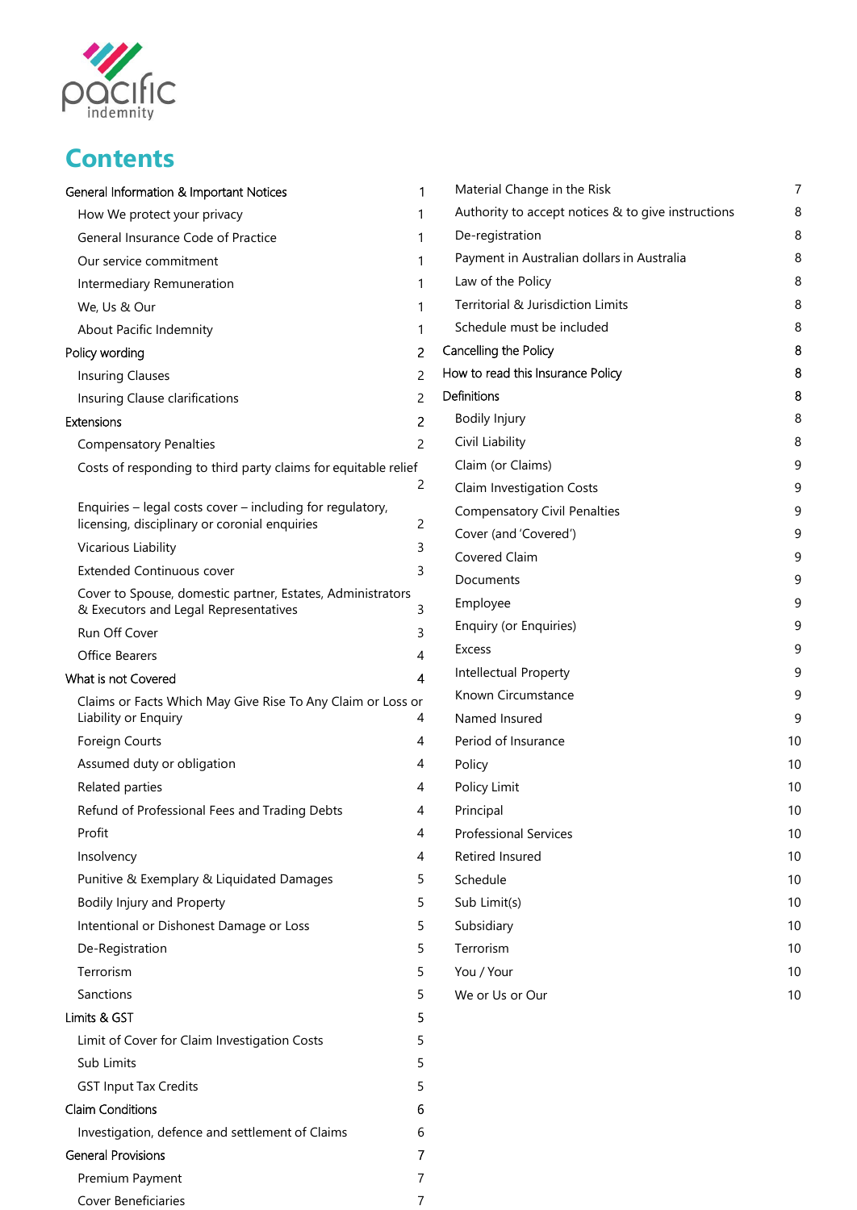# Contents

| | |
|---|---|
| General Information & Important Notices | 1 |
| How We protect your privacy | 1 |
| General Insurance Code of Practice | 1 |
| Our service commitment | 1 |
| Intermediary Remuneration | 1 |
| We, Us & Our | 1 |
| About Pacific Indemnity | 1 |
| Policy wording | 2 |
| Insuring Clauses | 2 |
| Insuring Clause clarifications | 2 |
| Extensions | 2 |
| Compensatory Penalties | 2 |
| Costs of responding to third party claims for equitable relief | 2 |
| Enquiries – legal costs cover – including for regulatory, licensing, disciplinary or coronial enquiries | 2 |
| Vicarious Liability | 3 |
| Extended Continuous cover | 3 |
| Cover to Spouse, domestic partner, Estates, Administrators & Executors and Legal Representatives | 3 |
| Run Off Cover | 3 |
| Office Bearers | 4 |
| What is not Covered | 4 |
| Claims or Facts Which May Give Rise To Any Claim or Loss or Liability or Enquiry | 4 |
| Foreign Courts | 4 |
| Assumed duty or obligation | 4 |
| Related parties | 4 |
| Refund of Professional Fees and Trading Debts | 4 |
| Profit | 4 |
| Insolvency | 4 |
| Punitive & Exemplary & Liquidated Damages | 5 |
| Bodily Injury and Property | 5 |
| Intentional or Dishonest Damage or Loss | 5 |
| De-Registration | 5 |
| Terrorism | 5 |
| Sanctions | 5 |
| Limits & GST | 5 |
| Limit of Cover for Claim Investigation Costs | 5 |
| Sub Limits | 5 |
| GST Input Tax Credits | 5 |
| Claim Conditions | 6 |
| Investigation, defence and settlement of Claims | 6 |
| General Provisions | 7 |
| Premium Payment | 7 |
| Cover Beneficiaries | 7 |
| Material Change in the Risk | 7 |
| Authority to accept notices & to give instructions | 8 |
| De-registration | 8 |
| Payment in Australian dollars in Australia | 8 |
| Law of the Policy | 8 |
| Territorial & Jurisdiction Limits | 8 |
| Schedule must be included | 8 |
| Cancelling the Policy | 8 |
| How to read this Insurance Policy | 8 |
| Definitions | 8 |
| Bodily Injury | 8 |
| Civil Liability | 8 |
| Claim (or Claims) | 9 |
| Claim Investigation Costs | 9 |
| Compensatory Civil Penalties | 9 |
| Cover (and 'Covered') | 9 |
| Covered Claim | 9 |
| Documents | 9 |
| Employee | 9 |
| Enquiry (or Enquiries) | 9 |
| Excess | 9 |
| Intellectual Property | 9 |
| Known Circumstance | 9 |
| Named Insured | 9 |
| Period of Insurance | 10 |
| Policy | 10 |
| Policy Limit | 10 |
| Principal | 10 |
| Professional Services | 10 |
| Retired Insured | 10 |
| Schedule | 10 |
| Sub Limit(s) | 10 |
| Subsidiary | 10 |
| Terrorism | 10 |
| You / Your | 10 |
| We or Us or Our | 10 |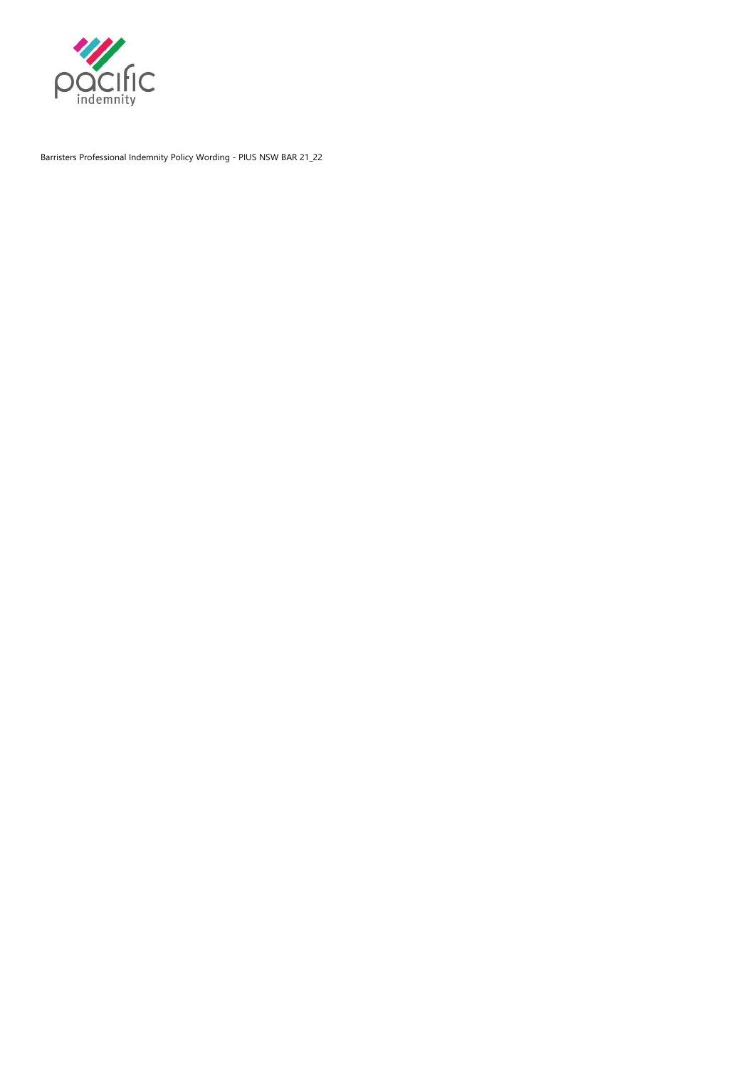Barristers Professional Indemnity Policy Wording - PIUS NSW BAR 21_22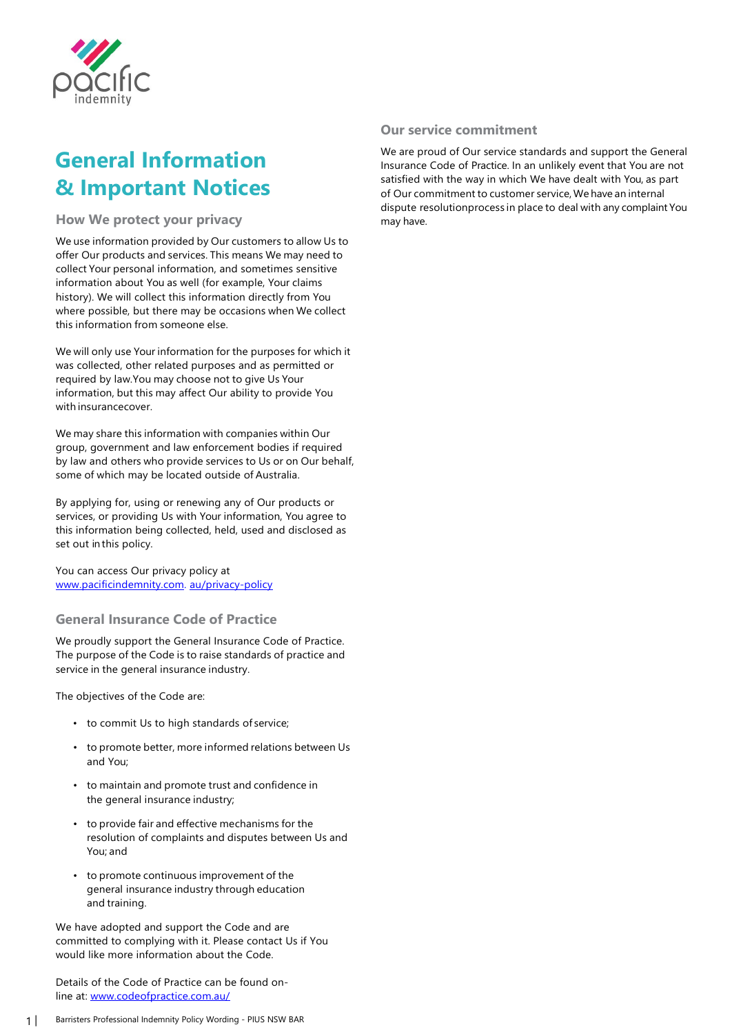# General Information & Important Notices

## How We protect your privacy

We use information provided by Our customers to allow Us to offer Our products and services. This means We may need to collect Your personal information, and sometimes sensitive information about You as well (for example, Your claims history). We will collect this information directly from You where possible, but there may be occasions when We collect this information from someone else.

We will only use Your information for the purposes for which it was collected, other related purposes and as permitted or required by law.You may choose not to give Us Your information, but this may affect Our ability to provide You with insurancecover.

We may share this information with companies within Our group, government and law enforcement bodies if required by law and others who provide services to Us or on Our behalf, some of which may be located outside of Australia.

By applying for, using or renewing any of Our products or services, or providing Us with Your information, You agree to this information being collected, held, used and disclosed as set out in this policy.

You can access Our privacy policy at www.pacificindemnity.com. au/privacy-policy

## General Insurance Code of Practice

We proudly support the General Insurance Code of Practice. The purpose of the Code is to raise standards of practice and service in the general insurance industry.

The objectives of the Code are:

- to commit Us to high standards of service;
- to promote better, more informed relations between Us and You;
- to maintain and promote trust and confidence in the general insurance industry;
- to provide fair and effective mechanisms for the resolution of complaints and disputes between Us and You; and
- to promote continuous improvement of the general insurance industry through education and training.

We have adopted and support the Code and are committed to complying with it. Please contact Us if You would like more information about the Code.

Details of the Code of Practice can be found on-line at: www.codeofpractice.com.au/

## Our service commitment

We are proud of Our service standards and support the General Insurance Code of Practice. In an unlikely event that You are not satisfied with the way in which We have dealt with You, as part of Our commitment to customer service, We have an internal dispute resolutionprocess in place to deal with any complaint You may have.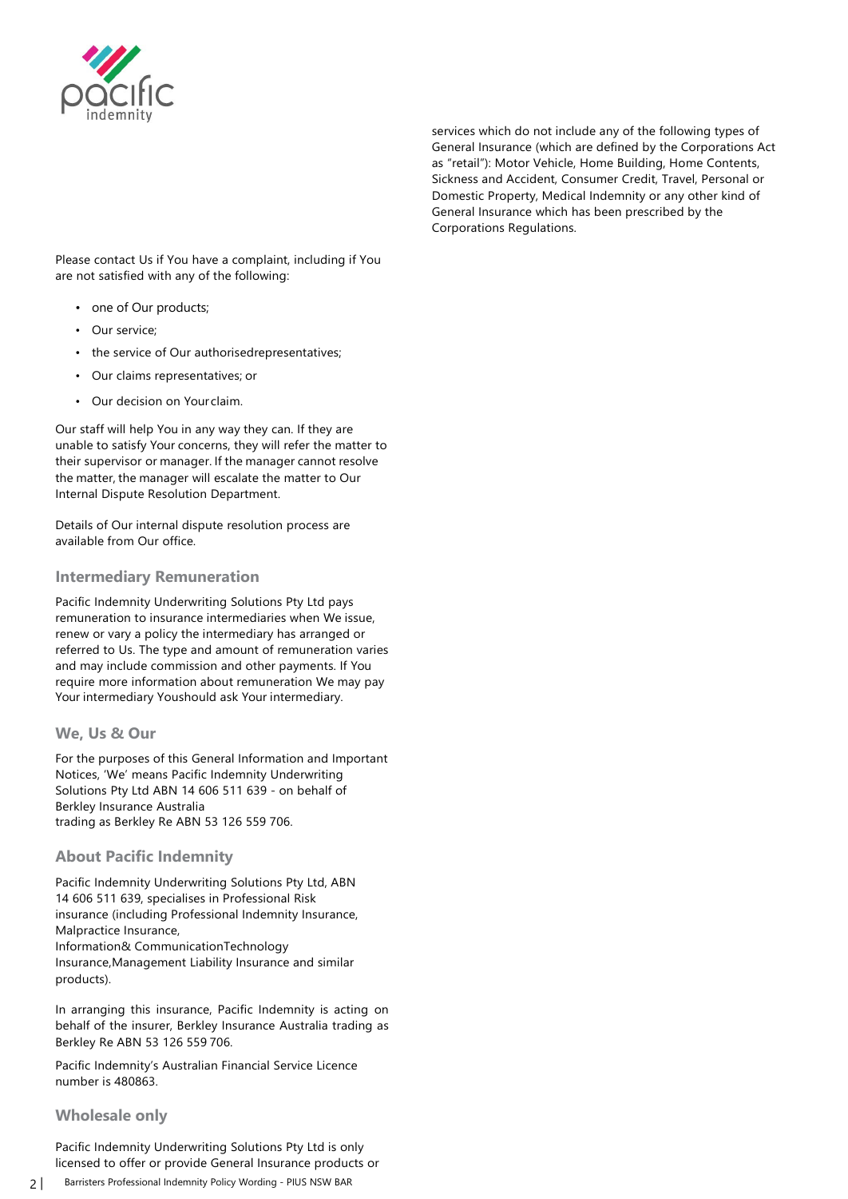Please contact Us if You have a complaint, including if You are not satisfied with any of the following:

- one of Our products;
- Our service;
- the service of Our authorisedrepresentatives;
- Our claims representatives; or
- Our decision on Yourclaim.

Our staff will help You in any way they can. If they are unable to satisfy Your concerns, they will refer the matter to their supervisor or manager. If the manager cannot resolve the matter, the manager will escalate the matter to Our Internal Dispute Resolution Department.

Details of Our internal dispute resolution process are available from Our office.

### Intermediary Remuneration

Pacific Indemnity Underwriting Solutions Pty Ltd pays remuneration to insurance intermediaries when We issue, renew or vary a policy the intermediary has arranged or referred to Us. The type and amount of remuneration varies and may include commission and other payments. If You require more information about remuneration We may pay Your intermediary Youshould ask Your intermediary.

### We, Us & Our

For the purposes of this General Information and Important Notices, 'We' means Pacific Indemnity Underwriting Solutions Pty Ltd ABN 14 606 511 639 - on behalf of Berkley Insurance Australia trading as Berkley Re ABN 53 126 559 706.

### About Pacific Indemnity

Pacific Indemnity Underwriting Solutions Pty Ltd, ABN 14 606 511 639, specialises in Professional Risk insurance (including Professional Indemnity Insurance, Malpractice Insurance, Information& CommunicationTechnology Insurance,Management Liability Insurance and similar products).

In arranging this insurance, Pacific Indemnity is acting on behalf of the insurer, Berkley Insurance Australia trading as Berkley Re ABN 53 126 559 706.

Pacific Indemnity's Australian Financial Service Licence number is 480863.

### Wholesale only

Pacific Indemnity Underwriting Solutions Pty Ltd is only licensed to offer or provide General Insurance products or services which do not include any of the following types of General Insurance (which are defined by the Corporations Act as "retail"): Motor Vehicle, Home Building, Home Contents, Sickness and Accident, Consumer Credit, Travel, Personal or Domestic Property, Medical Indemnity or any other kind of General Insurance which has been prescribed by the Corporations Regulations.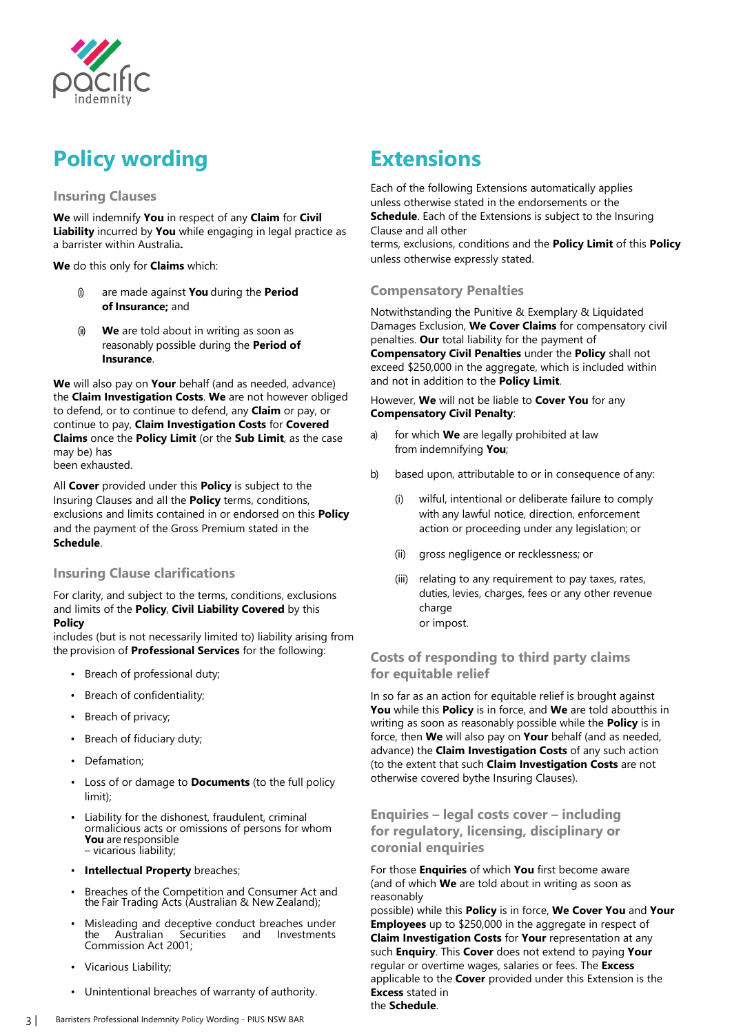# Policy wording

## Insuring Clauses

**We** will indemnify **You** in respect of any **Claim** for **Civil Liability** incurred by **You** while engaging in legal practice as a barrister within Australia**.**

**We** do this only for **Claims** which:

(i) are made against **You** during the **Period of Insurance;** and

(ii) **We** are told about in writing as soon as reasonably possible during the **Period of Insurance**.

**We** will also pay on **Your** behalf (and as needed, advance) the **Claim Investigation Costs**. **We** are not however obliged to defend, or to continue to defend, any **Claim** or pay, or continue to pay, **Claim Investigation Costs** for **Covered Claims** once the **Policy Limit** (or the **Sub Limit**, as the case may be) has been exhausted.

All **Cover** provided under this **Policy** is subject to the Insuring Clauses and all the **Policy** terms, conditions, exclusions and limits contained in or endorsed on this **Policy** and the payment of the Gross Premium stated in the **Schedule**.

## Insuring Clause clarifications

For clarity, and subject to the terms, conditions, exclusions and limits of the **Policy**, **Civil Liability Covered** by this **Policy** includes (but is not necessarily limited to) liability arising from the provision of **Professional Services** for the following:

- Breach of professional duty;
- Breach of confidentiality;
- Breach of privacy;
- Breach of fiduciary duty;
- Defamation;
- Loss of or damage to **Documents** (to the full policy limit);
- Liability for the dishonest, fraudulent, criminal ormalicious acts or omissions of persons for whom **You** are responsible – vicarious liability;
- **Intellectual Property** breaches;
- Breaches of the Competition and Consumer Act and the Fair Trading Acts (Australian & New Zealand);
- Misleading and deceptive conduct breaches under the Australian Securities and Investments Commission Act 2001;
- Vicarious Liability;
- Unintentional breaches of warranty of authority.

# Extensions

Each of the following Extensions automatically applies unless otherwise stated in the endorsements or the **Schedule**. Each of the Extensions is subject to the Insuring Clause and all other terms, exclusions, conditions and the **Policy Limit** of this **Policy** unless otherwise expressly stated.

## Compensatory Penalties

Notwithstanding the Punitive & Exemplary & Liquidated Damages Exclusion, **We Cover Claims** for compensatory civil penalties. **Our** total liability for the payment of **Compensatory Civil Penalties** under the **Policy** shall not exceed $250,000 in the aggregate, which is included within and not in addition to the **Policy Limit**.

However, **We** will not be liable to **Cover You** for any **Compensatory Civil Penalty**:

a) for which **We** are legally prohibited at law from indemnifying **You**;

b) based upon, attributable to or in consequence of any:

   (i) wilful, intentional or deliberate failure to comply with any lawful notice, direction, enforcement action or proceeding under any legislation; or

   (ii) gross negligence or recklessness; or

   (iii) relating to any requirement to pay taxes, rates, duties, levies, charges, fees or any other revenue charge or impost.

## Costs of responding to third party claims for equitable relief

In so far as an action for equitable relief is brought against **You** while this **Policy** is in force, and **We** are told aboutthis in writing as soon as reasonably possible while the **Policy** is in force, then **We** will also pay on **Your** behalf (and as needed, advance) the **Claim Investigation Costs** of any such action (to the extent that such **Claim Investigation Costs** are not otherwise covered bythe Insuring Clauses).

## Enquiries – legal costs cover – including for regulatory, licensing, disciplinary or coronial enquiries

For those **Enquiries** of which **You** first become aware (and of which **We** are told about in writing as soon as reasonably possible) while this **Policy** is in force, **We Cover You** and **Your Employees** up to $250,000 in the aggregate in respect of **Claim Investigation Costs** for **Your** representation at any such **Enquiry**. This **Cover** does not extend to paying **Your** regular or overtime wages, salaries or fees. The **Excess** applicable to the **Cover** provided under this Extension is the **Excess** stated in the **Schedule**.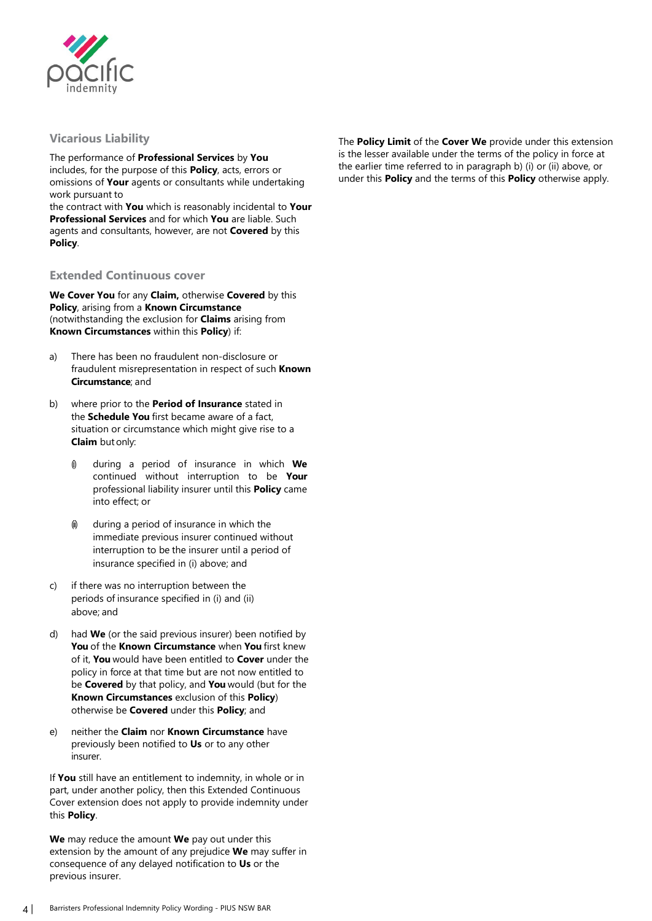## Vicarious Liability

The performance of **Professional Services** by **You** includes, for the purpose of this **Policy**, acts, errors or omissions of **Your** agents or consultants while undertaking work pursuant to
the contract with **You** which is reasonably incidental to **Your Professional Services** and for which **You** are liable. Such agents and consultants, however, are not **Covered** by this **Policy**.

## Extended Continuous cover

**We Cover You** for any **Claim,** otherwise **Covered** by this **Policy**, arising from a **Known Circumstance** (notwithstanding the exclusion for **Claims** arising from **Known Circumstances** within this **Policy**) if:

a) There has been no fraudulent non-disclosure or fraudulent misrepresentation in respect of such **Known Circumstance**; and

b) where prior to the **Period of Insurance** stated in the **Schedule You** first became aware of a fact, situation or circumstance which might give rise to a **Claim** but only:

   (i) during a period of insurance in which **We** continued without interruption to be **Your** professional liability insurer until this **Policy** came into effect; or

   (ii) during a period of insurance in which the immediate previous insurer continued without interruption to be the insurer until a period of insurance specified in (i) above; and

c) if there was no interruption between the periods of insurance specified in (i) and (ii) above; and

d) had **We** (or the said previous insurer) been notified by **You** of the **Known Circumstance** when **You** first knew of it, **You** would have been entitled to **Cover** under the policy in force at that time but are not now entitled to be **Covered** by that policy, and **You** would (but for the **Known Circumstances** exclusion of this **Policy**) otherwise be **Covered** under this **Policy**; and

e) neither the **Claim** nor **Known Circumstance** have previously been notified to **Us** or to any other insurer.

If **You** still have an entitlement to indemnity, in whole or in part, under another policy, then this Extended Continuous Cover extension does not apply to provide indemnity under this **Policy**.

**We** may reduce the amount **We** pay out under this extension by the amount of any prejudice **We** may suffer in consequence of any delayed notification to **Us** or the previous insurer.

The **Policy Limit** of the **Cover We** provide under this extension is the lesser available under the terms of the policy in force at the earlier time referred to in paragraph b) (i) or (ii) above, or under this **Policy** and the terms of this **Policy** otherwise apply.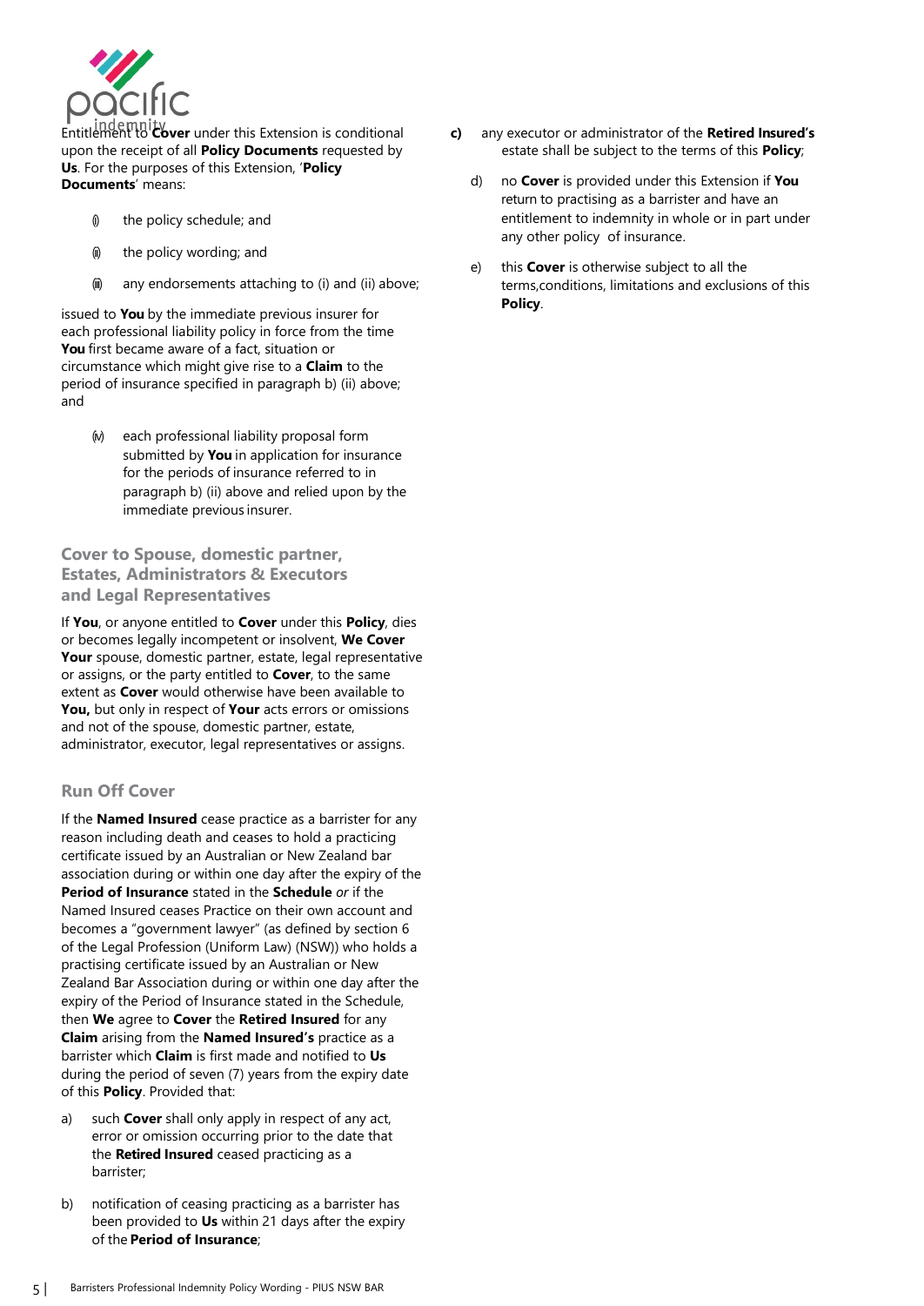Entitlement to **Cover** under this Extension is conditional upon the receipt of all **Policy Documents** requested by **Us**. For the purposes of this Extension, '**Policy Documents**' means:

(i) the policy schedule; and

(ii) the policy wording; and

(iii) any endorsements attaching to (i) and (ii) above;

issued to **You** by the immediate previous insurer for each professional liability policy in force from the time **You** first became aware of a fact, situation or circumstance which might give rise to a **Claim** to the period of insurance specified in paragraph b) (ii) above; and

(iv) each professional liability proposal form submitted by **You** in application for insurance for the periods of insurance referred to in paragraph b) (ii) above and relied upon by the immediate previous insurer.

### Cover to Spouse, domestic partner, Estates, Administrators & Executors and Legal Representatives

If **You**, or anyone entitled to **Cover** under this **Policy**, dies or becomes legally incompetent or insolvent, **We Cover Your** spouse, domestic partner, estate, legal representative or assigns, or the party entitled to **Cover**, to the same extent as **Cover** would otherwise have been available to **You,** but only in respect of **Your** acts errors or omissions and not of the spouse, domestic partner, estate, administrator, executor, legal representatives or assigns.

### Run Off Cover

If the **Named Insured** cease practice as a barrister for any reason including death and ceases to hold a practicing certificate issued by an Australian or New Zealand bar association during or within one day after the expiry of the **Period of Insurance** stated in the **Schedule** *or* if the Named Insured ceases Practice on their own account and becomes a "government lawyer" (as defined by section 6 of the Legal Profession (Uniform Law) (NSW)) who holds a practising certificate issued by an Australian or New Zealand Bar Association during or within one day after the expiry of the Period of Insurance stated in the Schedule, then **We** agree to **Cover** the **Retired Insured** for any **Claim** arising from the **Named Insured's** practice as a barrister which **Claim** is first made and notified to **Us** during the period of seven (7) years from the expiry date of this **Policy**. Provided that:

a) such **Cover** shall only apply in respect of any act, error or omission occurring prior to the date that the **Retired Insured** ceased practicing as a barrister;

b) notification of ceasing practicing as a barrister has been provided to **Us** within 21 days after the expiry of the **Period of Insurance**;

**c)** any executor or administrator of the **Retired Insured's** estate shall be subject to the terms of this **Policy**;

d) no **Cover** is provided under this Extension if **You** return to practising as a barrister and have an entitlement to indemnity in whole or in part under any other policy of insurance.

e) this **Cover** is otherwise subject to all the terms,conditions, limitations and exclusions of this **Policy**.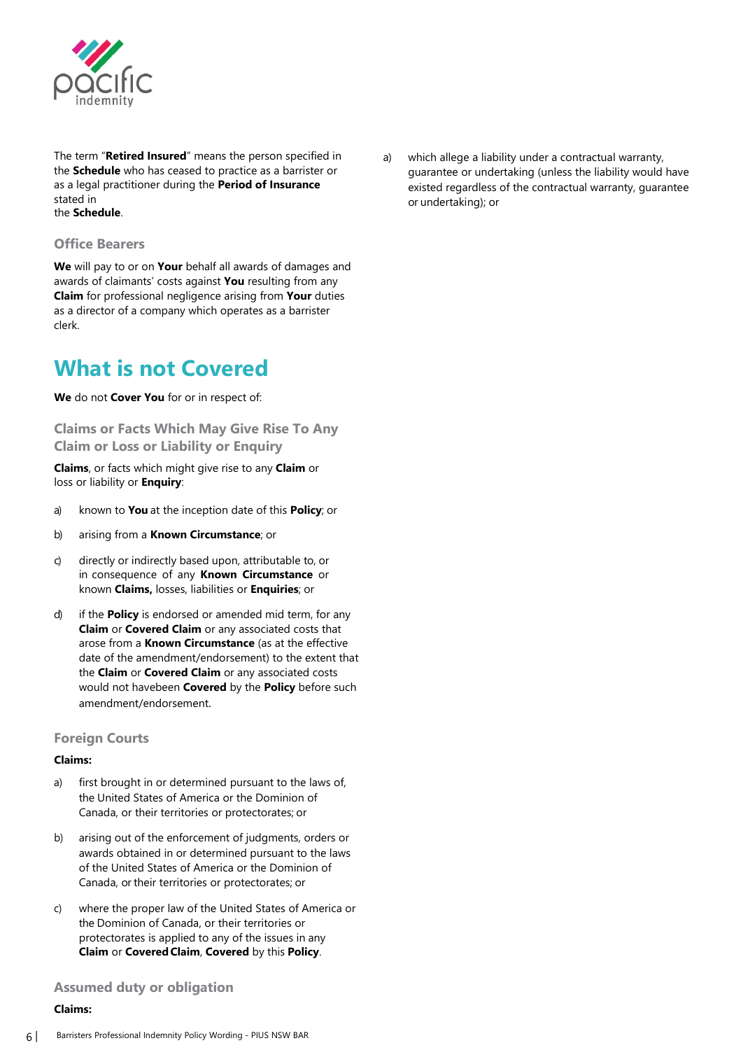The term "**Retired Insured**" means the person specified in the **Schedule** who has ceased to practice as a barrister or as a legal practitioner during the **Period of Insurance** stated in the **Schedule**.

### Office Bearers

**We** will pay to or on **Your** behalf all awards of damages and awards of claimants' costs against **You** resulting from any **Claim** for professional negligence arising from **Your** duties as a director of a company which operates as a barrister clerk.

## What is not Covered

**We** do not **Cover You** for or in respect of:

### Claims or Facts Which May Give Rise To Any Claim or Loss or Liability or Enquiry

**Claims**, or facts which might give rise to any **Claim** or loss or liability or **Enquiry**:

a) known to **You** at the inception date of this **Policy**; or

b) arising from a **Known Circumstance**; or

c) directly or indirectly based upon, attributable to, or in consequence of any **Known Circumstance** or known **Claims,** losses, liabilities or **Enquiries**; or

d) if the **Policy** is endorsed or amended mid term, for any **Claim** or **Covered Claim** or any associated costs that arose from a **Known Circumstance** (as at the effective date of the amendment/endorsement) to the extent that the **Claim** or **Covered Claim** or any associated costs would not havebeen **Covered** by the **Policy** before such amendment/endorsement.

### Foreign Courts

**Claims:**

a) first brought in or determined pursuant to the laws of, the United States of America or the Dominion of Canada, or their territories or protectorates; or

b) arising out of the enforcement of judgments, orders or awards obtained in or determined pursuant to the laws of the United States of America or the Dominion of Canada, or their territories or protectorates; or

c) where the proper law of the United States of America or the Dominion of Canada, or their territories or protectorates is applied to any of the issues in any **Claim** or **Covered Claim**, **Covered** by this **Policy**.

### Assumed duty or obligation

**Claims:**

a) which allege a liability under a contractual warranty, guarantee or undertaking (unless the liability would have existed regardless of the contractual warranty, guarantee or undertaking); or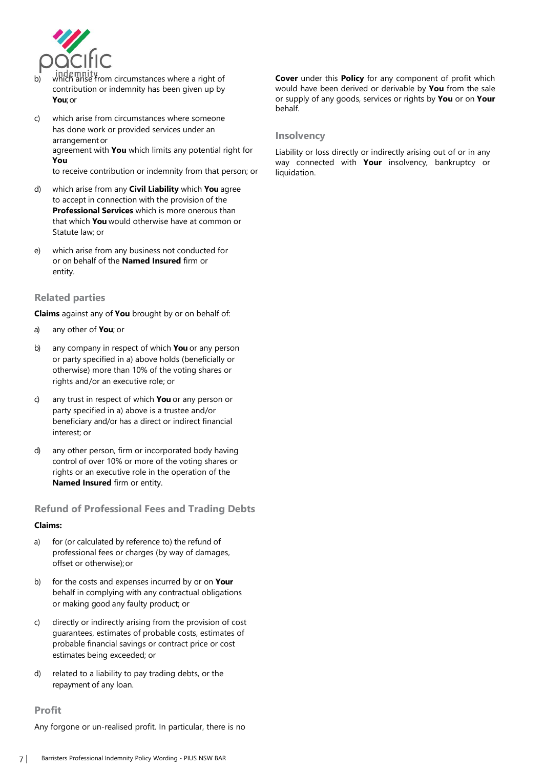b) which arise from circumstances where a right of contribution or indemnity has been given up by **You**; or

c) which arise from circumstances where someone has done work or provided services under an arrangement or agreement with **You** which limits any potential right for **You** to receive contribution or indemnity from that person; or

d) which arise from any **Civil Liability** which **You** agree to accept in connection with the provision of the **Professional Services** which is more onerous than that which **You** would otherwise have at common or Statute law; or

e) which arise from any business not conducted for or on behalf of the **Named Insured** firm or entity.

### Related parties

**Claims** against any of **You** brought by or on behalf of:

a) any other of **You**; or

b) any company in respect of which **You** or any person or party specified in a) above holds (beneficially or otherwise) more than 10% of the voting shares or rights and/or an executive role; or

c) any trust in respect of which **You** or any person or party specified in a) above is a trustee and/or beneficiary and/or has a direct or indirect financial interest; or

d) any other person, firm or incorporated body having control of over 10% or more of the voting shares or rights or an executive role in the operation of the **Named Insured** firm or entity.

### Refund of Professional Fees and Trading Debts

**Claims:**

a) for (or calculated by reference to) the refund of professional fees or charges (by way of damages, offset or otherwise); or

b) for the costs and expenses incurred by or on **Your** behalf in complying with any contractual obligations or making good any faulty product; or

c) directly or indirectly arising from the provision of cost guarantees, estimates of probable costs, estimates of probable financial savings or contract price or cost estimates being exceeded; or

d) related to a liability to pay trading debts, or the repayment of any loan.

### Profit

Any forgone or un-realised profit. In particular, there is no **Cover** under this **Policy** for any component of profit which would have been derived or derivable by **You** from the sale or supply of any goods, services or rights by **You** or on **Your** behalf.

### Insolvency

Liability or loss directly or indirectly arising out of or in any way connected with **Your** insolvency, bankruptcy or liquidation.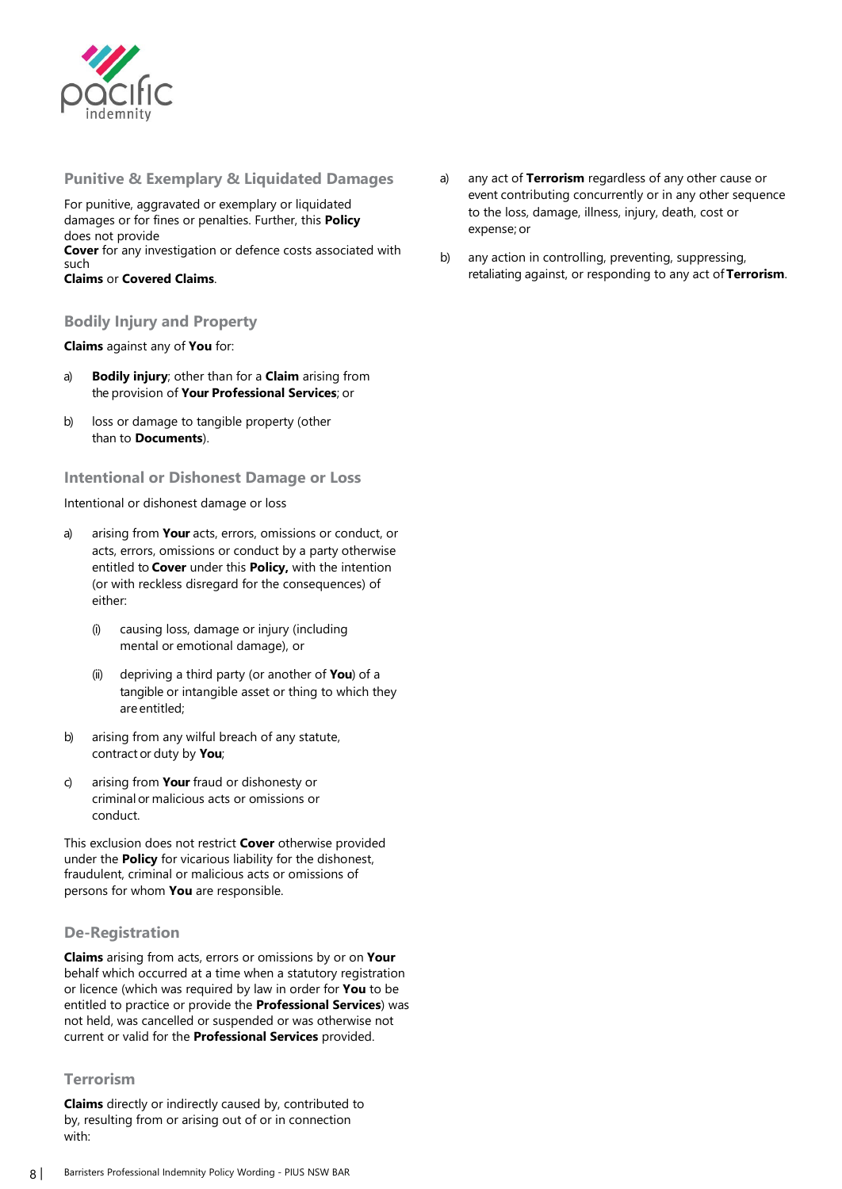## Punitive & Exemplary & Liquidated Damages

For punitive, aggravated or exemplary or liquidated damages or for fines or penalties. Further, this **Policy** does not provide **Cover** for any investigation or defence costs associated with such **Claims** or **Covered Claims**.

## Bodily Injury and Property

**Claims** against any of **You** for:

a) **Bodily injury**; other than for a **Claim** arising from the provision of **Your Professional Services**; or

b) loss or damage to tangible property (other than to **Documents**).

## Intentional or Dishonest Damage or Loss

Intentional or dishonest damage or loss

a) arising from **Your** acts, errors, omissions or conduct, or acts, errors, omissions or conduct by a party otherwise entitled to **Cover** under this **Policy,** with the intention (or with reckless disregard for the consequences) of either:

   (i) causing loss, damage or injury (including mental or emotional damage), or

   (ii) depriving a third party (or another of **You**) of a tangible or intangible asset or thing to which they are entitled;

b) arising from any wilful breach of any statute, contract or duty by **You**;

c) arising from **Your** fraud or dishonesty or criminal or malicious acts or omissions or conduct.

This exclusion does not restrict **Cover** otherwise provided under the **Policy** for vicarious liability for the dishonest, fraudulent, criminal or malicious acts or omissions of persons for whom **You** are responsible.

## De-Registration

**Claims** arising from acts, errors or omissions by or on **Your** behalf which occurred at a time when a statutory registration or licence (which was required by law in order for **You** to be entitled to practice or provide the **Professional Services**) was not held, was cancelled or suspended or was otherwise not current or valid for the **Professional Services** provided.

## Terrorism

**Claims** directly or indirectly caused by, contributed to by, resulting from or arising out of or in connection with:

a) any act of **Terrorism** regardless of any other cause or event contributing concurrently or in any other sequence to the loss, damage, illness, injury, death, cost or expense; or

b) any action in controlling, preventing, suppressing, retaliating against, or responding to any act of **Terrorism**.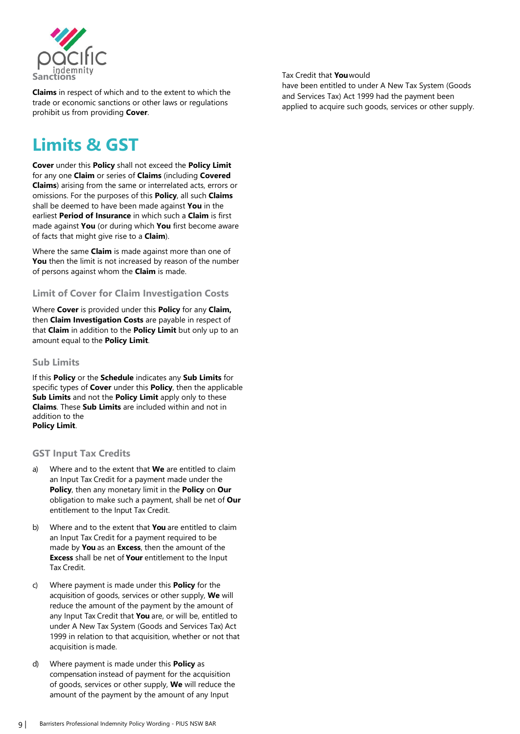### Sanctions

**Claims** in respect of which and to the extent to which the trade or economic sanctions or other laws or regulations prohibit us from providing **Cover**.

# Limits & GST

**Cover** under this **Policy** shall not exceed the **Policy Limit** for any one **Claim** or series of **Claims** (including **Covered Claims**) arising from the same or interrelated acts, errors or omissions. For the purposes of this **Policy**, all such **Claims** shall be deemed to have been made against **You** in the earliest **Period of Insurance** in which such a **Claim** is first made against **You** (or during which **You** first become aware of facts that might give rise to a **Claim**).

Where the same **Claim** is made against more than one of **You** then the limit is not increased by reason of the number of persons against whom the **Claim** is made.

### Limit of Cover for Claim Investigation Costs

Where **Cover** is provided under this **Policy** for any **Claim,** then **Claim Investigation Costs** are payable in respect of that **Claim** in addition to the **Policy Limit** but only up to an amount equal to the **Policy Limit**.

### Sub Limits

If this **Policy** or the **Schedule** indicates any **Sub Limits** for specific types of **Cover** under this **Policy**, then the applicable **Sub Limits** and not the **Policy Limit** apply only to these **Claims**. These **Sub Limits** are included within and not in addition to the **Policy Limit**.

### GST Input Tax Credits

a) Where and to the extent that **We** are entitled to claim an Input Tax Credit for a payment made under the **Policy**, then any monetary limit in the **Policy** on **Our** obligation to make such a payment, shall be net of **Our** entitlement to the Input Tax Credit.

b) Where and to the extent that **You** are entitled to claim an Input Tax Credit for a payment required to be made by **You** as an **Excess**, then the amount of the **Excess** shall be net of **Your** entitlement to the Input Tax Credit.

c) Where payment is made under this **Policy** for the acquisition of goods, services or other supply, **We** will reduce the amount of the payment by the amount of any Input Tax Credit that **You** are, or will be, entitled to under A New Tax System (Goods and Services Tax) Act 1999 in relation to that acquisition, whether or not that acquisition is made.

d) Where payment is made under this **Policy** as compensation instead of payment for the acquisition of goods, services or other supply, **We** will reduce the amount of the payment by the amount of any Input Tax Credit that **You** would have been entitled to under A New Tax System (Goods and Services Tax) Act 1999 had the payment been applied to acquire such goods, services or other supply.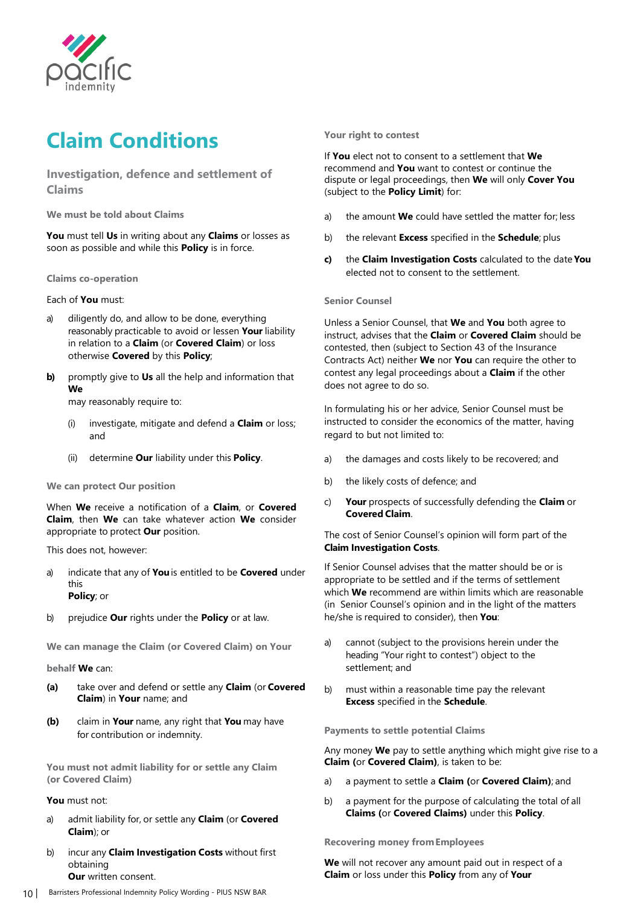# Claim Conditions

## Investigation, defence and settlement of Claims

### We must be told about Claims

**You** must tell **Us** in writing about any **Claims** or losses as soon as possible and while this **Policy** is in force.

### Claims co-operation

Each of **You** must:

a) diligently do, and allow to be done, everything reasonably practicable to avoid or lessen **Your** liability in relation to a **Claim** (or **Covered Claim**) or loss otherwise **Covered** by this **Policy**;

**b)** promptly give to **Us** all the help and information that **We** may reasonably require to:

  (i) investigate, mitigate and defend a **Claim** or loss; and

  (ii) determine **Our** liability under this **Policy**.

### We can protect Our position

When **We** receive a notification of a **Claim**, or **Covered Claim**, then **We** can take whatever action **We** consider appropriate to protect **Our** position.

This does not, however:

a) indicate that any of **You** is entitled to be **Covered** under this **Policy**; or

b) prejudice **Our** rights under the **Policy** or at law.

### We can manage the Claim (or Covered Claim) on Your behalf

**We** can:

**(a)** take over and defend or settle any **Claim** (or **Covered Claim**) in **Your** name; and

**(b)** claim in **Your** name, any right that **You** may have for contribution or indemnity.

### You must not admit liability for or settle any Claim (or Covered Claim)

**You** must not:

a) admit liability for, or settle any **Claim** (or **Covered Claim**); or

b) incur any **Claim Investigation Costs** without first obtaining **Our** written consent.

### Your right to contest

If **You** elect not to consent to a settlement that **We** recommend and **You** want to contest or continue the dispute or legal proceedings, then **We** will only **Cover You** (subject to the **Policy Limit**) for:

a) the amount **We** could have settled the matter for; less

b) the relevant **Excess** specified in the **Schedule**; plus

**c)** the **Claim Investigation Costs** calculated to the date **You** elected not to consent to the settlement.

### Senior Counsel

Unless a Senior Counsel, that **We** and **You** both agree to instruct, advises that the **Claim** or **Covered Claim** should be contested, then (subject to Section 43 of the Insurance Contracts Act) neither **We** nor **You** can require the other to contest any legal proceedings about a **Claim** if the other does not agree to do so.

In formulating his or her advice, Senior Counsel must be instructed to consider the economics of the matter, having regard to but not limited to:

a) the damages and costs likely to be recovered; and

b) the likely costs of defence; and

c) **Your** prospects of successfully defending the **Claim** or **Covered Claim**.

The cost of Senior Counsel's opinion will form part of the **Claim Investigation Costs**.

If Senior Counsel advises that the matter should be or is appropriate to be settled and if the terms of settlement which **We** recommend are within limits which are reasonable (in Senior Counsel's opinion and in the light of the matters he/she is required to consider), then **You**:

a) cannot (subject to the provisions herein under the heading "Your right to contest") object to the settlement; and

b) must within a reasonable time pay the relevant **Excess** specified in the **Schedule**.

### Payments to settle potential Claims

Any money **We** pay to settle anything which might give rise to a **Claim** (or **Covered Claim**), is taken to be:

a) a payment to settle a **Claim** (or **Covered Claim**); and

b) a payment for the purpose of calculating the total of all **Claims** (or **Covered Claims**) under this **Policy**.

### Recovering money from Employees

**We** will not recover any amount paid out in respect of a **Claim** or loss under this **Policy** from any of **Your**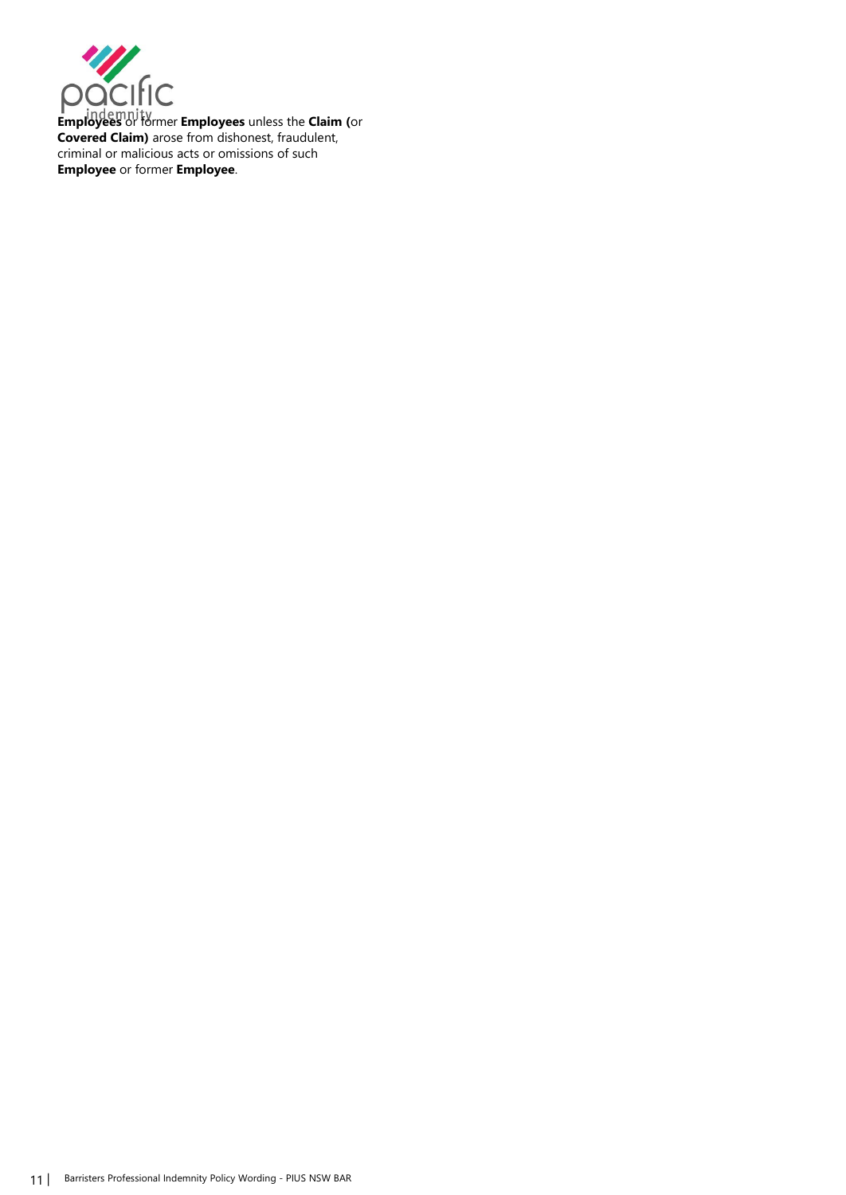**Employees** or former **Employees** unless the **Claim (**or **Covered Claim)** arose from dishonest, fraudulent, criminal or malicious acts or omissions of such **Employee** or former **Employee**.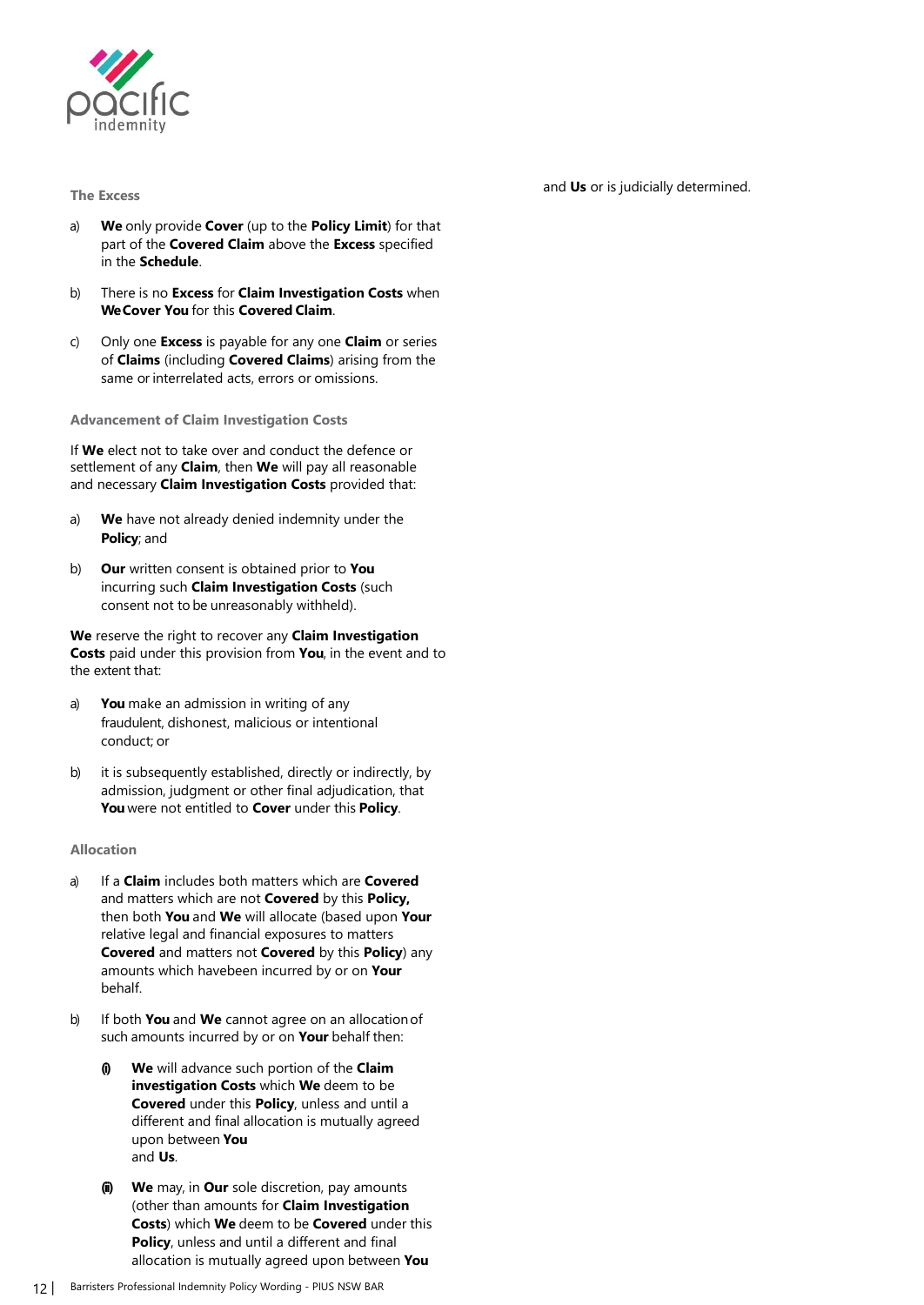### The Excess

a) **We** only provide **Cover** (up to the **Policy Limit**) for that part of the **Covered Claim** above the **Excess** specified in the **Schedule**.

b) There is no **Excess** for **Claim Investigation Costs** when **We Cover You** for this **Covered Claim**.

c) Only one **Excess** is payable for any one **Claim** or series of **Claims** (including **Covered Claims**) arising from the same or interrelated acts, errors or omissions.

### Advancement of Claim Investigation Costs

If **We** elect not to take over and conduct the defence or settlement of any **Claim**, then **We** will pay all reasonable and necessary **Claim Investigation Costs** provided that:

a) **We** have not already denied indemnity under the **Policy**; and

b) **Our** written consent is obtained prior to **You** incurring such **Claim Investigation Costs** (such consent not to be unreasonably withheld).

**We** reserve the right to recover any **Claim Investigation Costs** paid under this provision from **You**, in the event and to the extent that:

a) **You** make an admission in writing of any fraudulent, dishonest, malicious or intentional conduct; or

b) it is subsequently established, directly or indirectly, by admission, judgment or other final adjudication, that **You** were not entitled to **Cover** under this **Policy**.

### Allocation

a) If a **Claim** includes both matters which are **Covered** and matters which are not **Covered** by this **Policy,** then both **You** and **We** will allocate (based upon **Your** relative legal and financial exposures to matters **Covered** and matters not **Covered** by this **Policy**) any amounts which havebeen incurred by or on **Your** behalf.

b) If both **You** and **We** cannot agree on an allocation of such amounts incurred by or on **Your** behalf then:

   (i) **We** will advance such portion of the **Claim investigation Costs** which **We** deem to be **Covered** under this **Policy**, unless and until a different and final allocation is mutually agreed upon between **You** and **Us**.

   (ii) **We** may, in **Our** sole discretion, pay amounts (other than amounts for **Claim Investigation Costs**) which **We** deem to be **Covered** under this **Policy**, unless and until a different and final allocation is mutually agreed upon between **You** and **Us** or is judicially determined.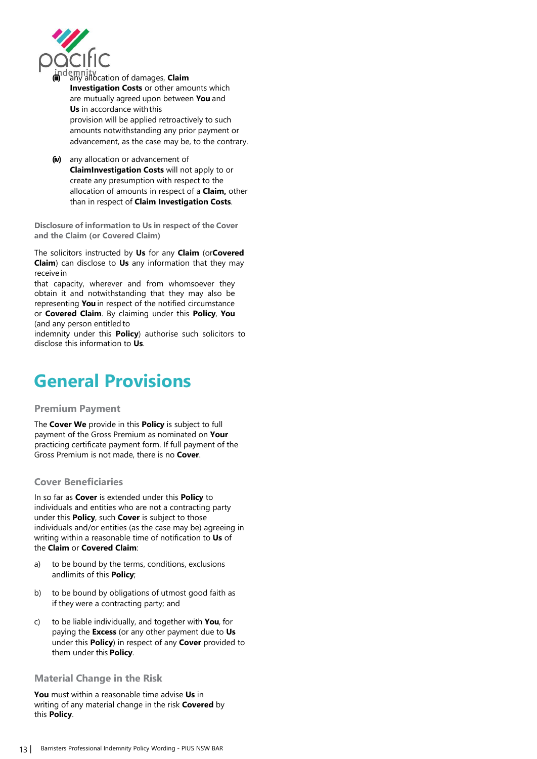(iii) any allocation of damages, **Claim Investigation Costs** or other amounts which are mutually agreed upon between **You** and **Us** in accordance with this provision will be applied retroactively to such amounts notwithstanding any prior payment or advancement, as the case may be, to the contrary.

(iv) any allocation or advancement of **ClaimInvestigation Costs** will not apply to or create any presumption with respect to the allocation of amounts in respect of a **Claim,** other than in respect of **Claim Investigation Costs**.

### Disclosure of information to Us in respect of the Cover and the Claim (or Covered Claim)

The solicitors instructed by **Us** for any **Claim** (or**Covered Claim**) can disclose to **Us** any information that they may receive in that capacity, wherever and from whomsoever they obtain it and notwithstanding that they may also be representing **You** in respect of the notified circumstance or **Covered Claim**. By claiming under this **Policy**, **You** (and any person entitled to indemnity under this **Policy**) authorise such solicitors to disclose this information to **Us**.

# General Provisions

### Premium Payment

The **Cover We** provide in this **Policy** is subject to full payment of the Gross Premium as nominated on **Your** practicing certificate payment form. If full payment of the Gross Premium is not made, there is no **Cover**.

### Cover Beneficiaries

In so far as **Cover** is extended under this **Policy** to individuals and entities who are not a contracting party under this **Policy**, such **Cover** is subject to those individuals and/or entities (as the case may be) agreeing in writing within a reasonable time of notification to **Us** of the **Claim** or **Covered Claim**:

a) to be bound by the terms, conditions, exclusions andlimits of this **Policy**;

b) to be bound by obligations of utmost good faith as if they were a contracting party; and

c) to be liable individually, and together with **You**, for paying the **Excess** (or any other payment due to **Us** under this **Policy**) in respect of any **Cover** provided to them under this **Policy**.

### Material Change in the Risk

**You** must within a reasonable time advise **Us** in writing of any material change in the risk **Covered** by this **Policy**.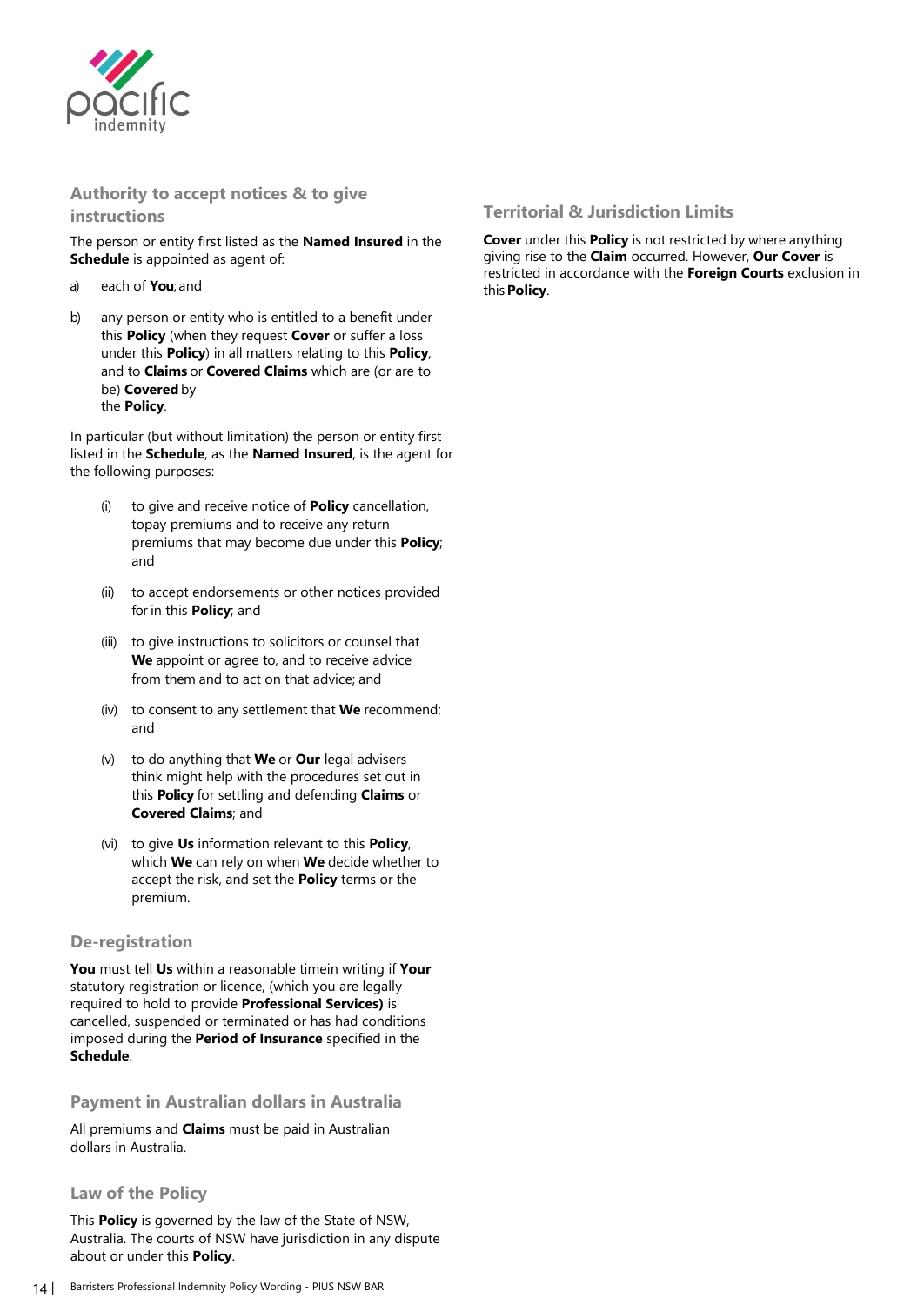## Authority to accept notices & to give instructions

The person or entity first listed as the **Named Insured** in the **Schedule** is appointed as agent of:

a) each of **You**; and

b) any person or entity who is entitled to a benefit under this **Policy** (when they request **Cover** or suffer a loss under this **Policy**) in all matters relating to this **Policy**, and to **Claims** or **Covered Claims** which are (or are to be) **Covered** by the **Policy**.

In particular (but without limitation) the person or entity first listed in the **Schedule**, as the **Named Insured**, is the agent for the following purposes:

(i) to give and receive notice of **Policy** cancellation, topay premiums and to receive any return premiums that may become due under this **Policy**; and

(ii) to accept endorsements or other notices provided for in this **Policy**; and

(iii) to give instructions to solicitors or counsel that **We** appoint or agree to, and to receive advice from them and to act on that advice; and

(iv) to consent to any settlement that **We** recommend; and

(v) to do anything that **We** or **Our** legal advisers think might help with the procedures set out in this **Policy** for settling and defending **Claims** or **Covered Claims**; and

(vi) to give **Us** information relevant to this **Policy**, which **We** can rely on when **We** decide whether to accept the risk, and set the **Policy** terms or the premium.

## De-registration

**You** must tell **Us** within a reasonable timein writing if **Your** statutory registration or licence, (which you are legally required to hold to provide **Professional Services)** is cancelled, suspended or terminated or has had conditions imposed during the **Period of Insurance** specified in the **Schedule**.

## Payment in Australian dollars in Australia

All premiums and **Claims** must be paid in Australian dollars in Australia.

## Law of the Policy

This **Policy** is governed by the law of the State of NSW, Australia. The courts of NSW have jurisdiction in any dispute about or under this **Policy**.

## Territorial & Jurisdiction Limits

**Cover** under this **Policy** is not restricted by where anything giving rise to the **Claim** occurred. However, **Our Cover** is restricted in accordance with the **Foreign Courts** exclusion in this **Policy**.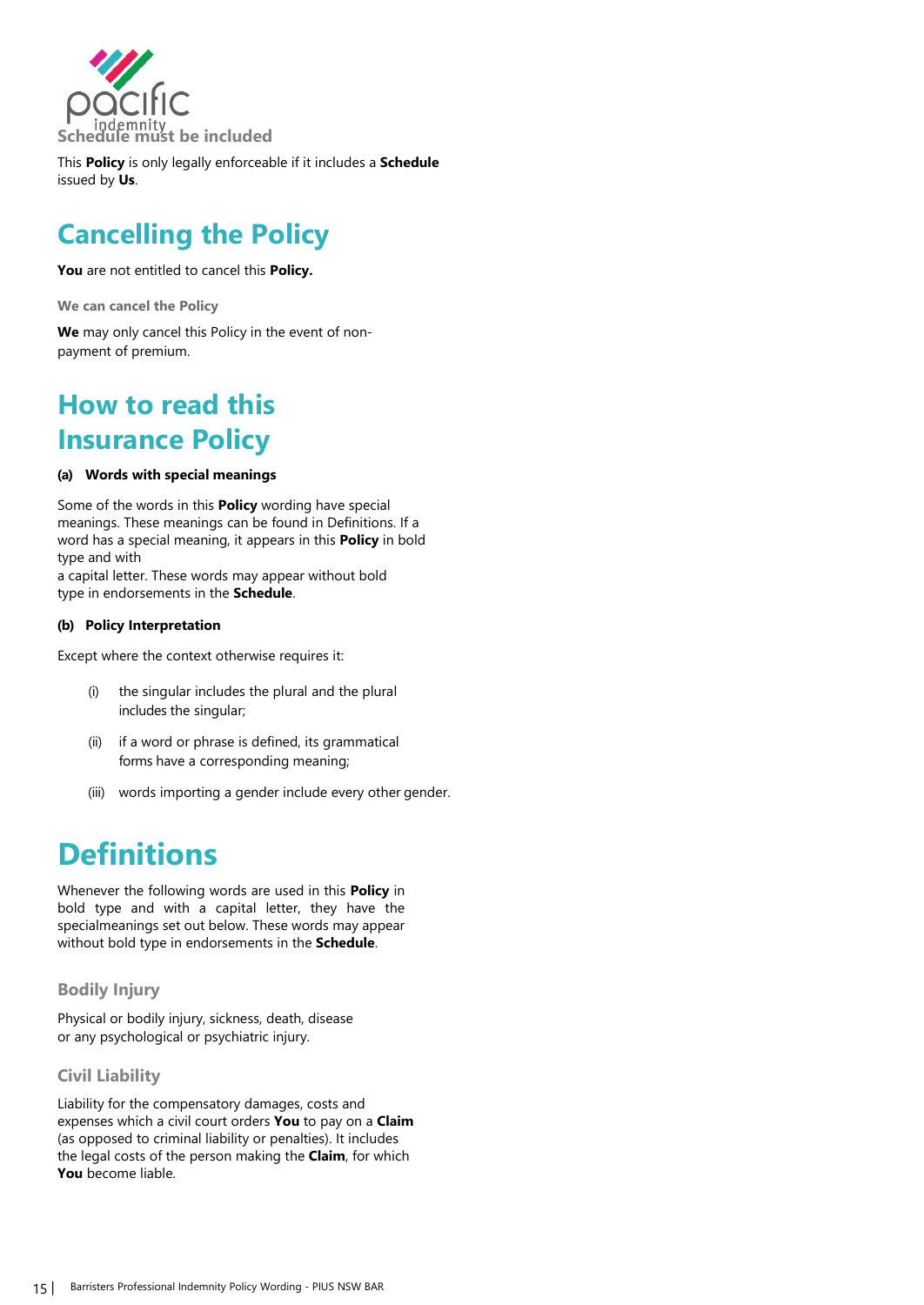### Schedule must be included

This **Policy** is only legally enforceable if it includes a **Schedule** issued by **Us**.

## Cancelling the Policy

**You** are not entitled to cancel this **Policy.**

### We can cancel the Policy

**We** may only cancel this Policy in the event of non-payment of premium.

## How to read this Insurance Policy

**(a) Words with special meanings**

Some of the words in this **Policy** wording have special meanings. These meanings can be found in Definitions. If a word has a special meaning, it appears in this **Policy** in bold type and with
a capital letter. These words may appear without bold type in endorsements in the **Schedule**.

**(b) Policy Interpretation**

Except where the context otherwise requires it:

(i) the singular includes the plural and the plural includes the singular;

(ii) if a word or phrase is defined, its grammatical forms have a corresponding meaning;

(iii) words importing a gender include every other gender.

## Definitions

Whenever the following words are used in this **Policy** in bold type and with a capital letter, they have the specialmeanings set out below. These words may appear without bold type in endorsements in the **Schedule**.

### Bodily Injury

Physical or bodily injury, sickness, death, disease or any psychological or psychiatric injury.

### Civil Liability

Liability for the compensatory damages, costs and expenses which a civil court orders **You** to pay on a **Claim** (as opposed to criminal liability or penalties). It includes the legal costs of the person making the **Claim**, for which **You** become liable.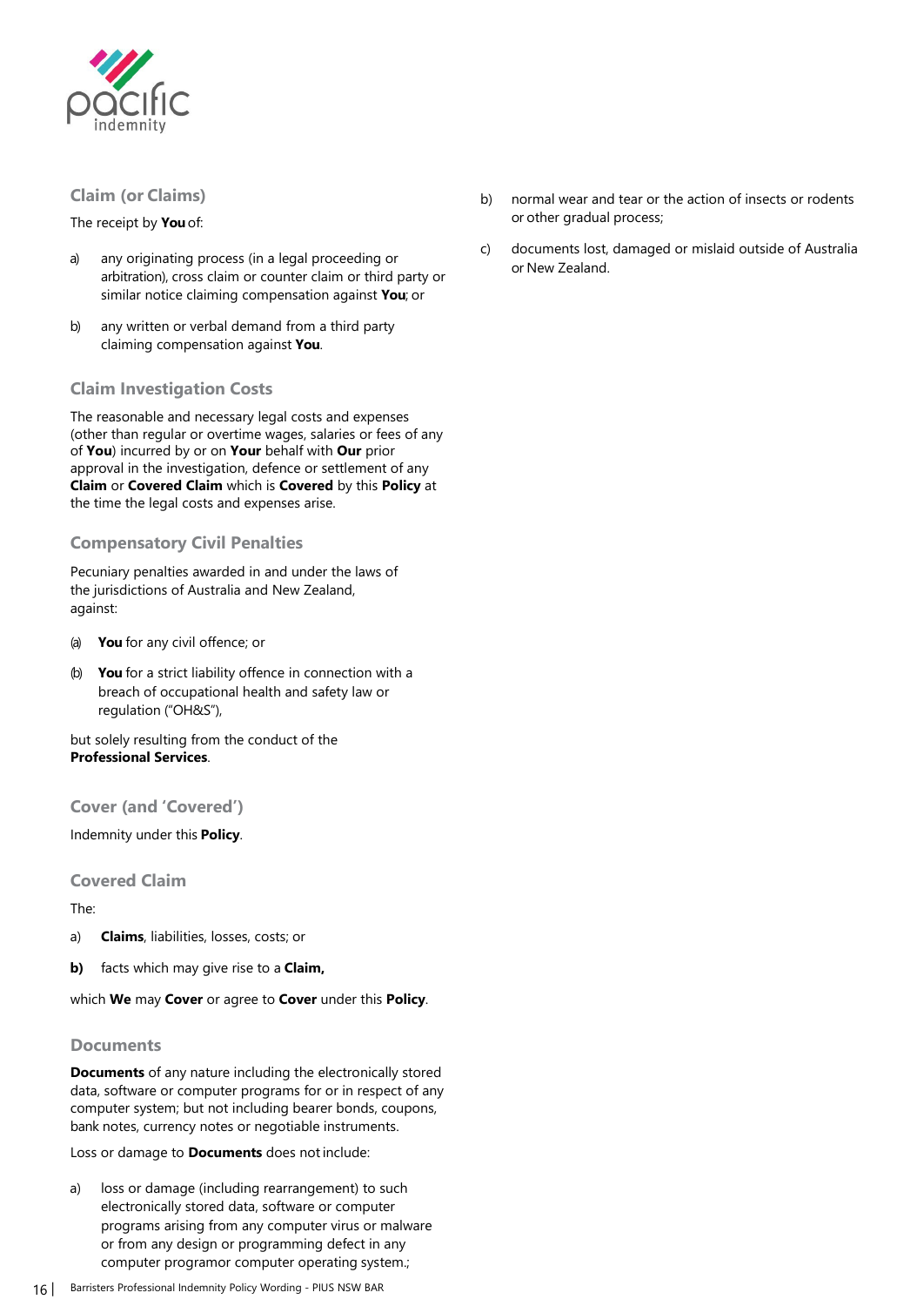### Claim (or Claims)

The receipt by **You** of:

a) any originating process (in a legal proceeding or arbitration), cross claim or counter claim or third party or similar notice claiming compensation against **You**; or

b) any written or verbal demand from a third party claiming compensation against **You**.

### Claim Investigation Costs

The reasonable and necessary legal costs and expenses (other than regular or overtime wages, salaries or fees of any of **You**) incurred by or on **Your** behalf with **Our** prior approval in the investigation, defence or settlement of any **Claim** or **Covered Claim** which is **Covered** by this **Policy** at the time the legal costs and expenses arise.

### Compensatory Civil Penalties

Pecuniary penalties awarded in and under the laws of the jurisdictions of Australia and New Zealand, against:

(a) **You** for any civil offence; or

(b) **You** for a strict liability offence in connection with a breach of occupational health and safety law or regulation ("OH&S"),

but solely resulting from the conduct of the **Professional Services**.

### Cover (and 'Covered')

Indemnity under this **Policy**.

### Covered Claim

The:

a) **Claims**, liabilities, losses, costs; or

**b)** facts which may give rise to a **Claim,**

which **We** may **Cover** or agree to **Cover** under this **Policy**.

### Documents

**Documents** of any nature including the electronically stored data, software or computer programs for or in respect of any computer system; but not including bearer bonds, coupons, bank notes, currency notes or negotiable instruments.

Loss or damage to **Documents** does not include:

a) loss or damage (including rearrangement) to such electronically stored data, software or computer programs arising from any computer virus or malware or from any design or programming defect in any computer programor computer operating system.;

b) normal wear and tear or the action of insects or rodents or other gradual process;

c) documents lost, damaged or mislaid outside of Australia or New Zealand.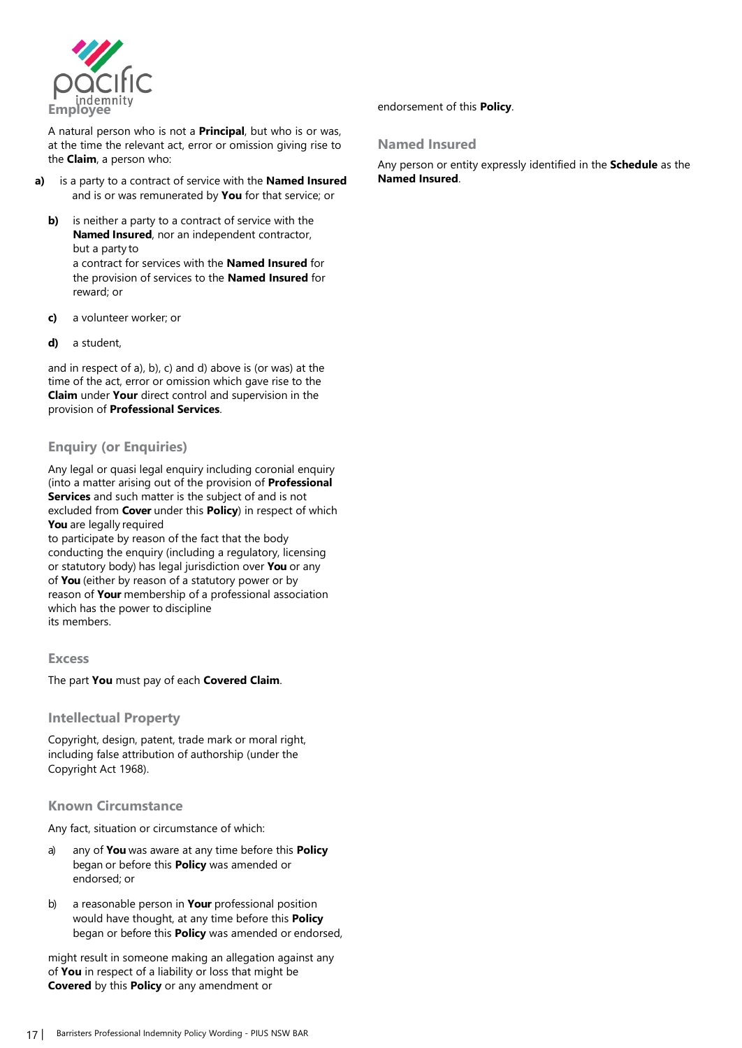### Employee

A natural person who is not a **Principal**, but who is or was, at the time the relevant act, error or omission giving rise to the **Claim**, a person who:

**a)** is a party to a contract of service with the **Named Insured** and is or was remunerated by **You** for that service; or

**b)** is neither a party to a contract of service with the **Named Insured**, nor an independent contractor, but a party to a contract for services with the **Named Insured** for the provision of services to the **Named Insured** for reward; or

**c)** a volunteer worker; or

**d)** a student,

and in respect of a), b), c) and d) above is (or was) at the time of the act, error or omission which gave rise to the **Claim** under **Your** direct control and supervision in the provision of **Professional Services**.

### Enquiry (or Enquiries)

Any legal or quasi legal enquiry including coronial enquiry (into a matter arising out of the provision of **Professional Services** and such matter is the subject of and is not excluded from **Cover** under this **Policy**) in respect of which **You** are legally required to participate by reason of the fact that the body conducting the enquiry (including a regulatory, licensing or statutory body) has legal jurisdiction over **You** or any of **You** (either by reason of a statutory power or by reason of **Your** membership of a professional association which has the power to discipline its members.

### Excess

The part **You** must pay of each **Covered Claim**.

### Intellectual Property

Copyright, design, patent, trade mark or moral right, including false attribution of authorship (under the Copyright Act 1968).

### Known Circumstance

Any fact, situation or circumstance of which:

a) any of **You** was aware at any time before this **Policy** began or before this **Policy** was amended or endorsed; or

b) a reasonable person in **Your** professional position would have thought, at any time before this **Policy** began or before this **Policy** was amended or endorsed,

might result in someone making an allegation against any of **You** in respect of a liability or loss that might be **Covered** by this **Policy** or any amendment or endorsement of this **Policy**.

### Named Insured

Any person or entity expressly identified in the **Schedule** as the **Named Insured**.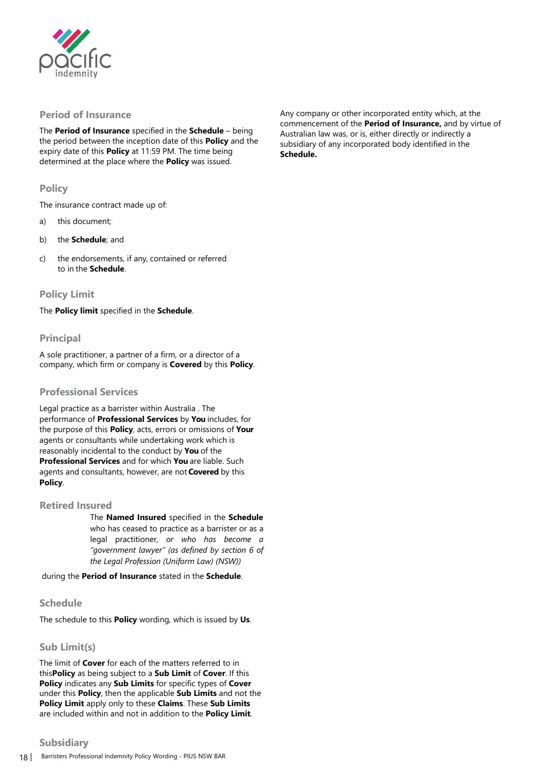## Period of Insurance

The **Period of Insurance** specified in the **Schedule** – being the period between the inception date of this **Policy** and the expiry date of this **Policy** at 11:59 PM. The time being determined at the place where the **Policy** was issued.

## Policy

The insurance contract made up of:

a) this document;

b) the **Schedule**; and

c) the endorsements, if any, contained or referred to in the **Schedule**.

## Policy Limit

The **Policy limit** specified in the **Schedule**.

## Principal

A sole practitioner, a partner of a firm, or a director of a company, which firm or company is **Covered** by this **Policy**.

## Professional Services

Legal practice as a barrister within Australia . The performance of **Professional Services** by **You** includes, for the purpose of this **Policy**, acts, errors or omissions of **Your** agents or consultants while undertaking work which is reasonably incidental to the conduct by **You** of the **Professional Services** and for which **You** are liable. Such agents and consultants, however, are not **Covered** by this **Policy**.

## Retired Insured

The **Named Insured** specified in the **Schedule** who has ceased to practice as a barrister or as a legal practitioner, *or who has become a "government lawyer" (as defined by section 6 of the Legal Profession (Uniform Law) (NSW))*

during the **Period of Insurance** stated in the **Schedule**.

## Schedule

The schedule to this **Policy** wording, which is issued by **Us**.

## Sub Limit(s)

The limit of **Cover** for each of the matters referred to in this**Policy** as being subject to a **Sub Limit** of **Cover**. If this **Policy** indicates any **Sub Limits** for specific types of **Cover** under this **Policy**, then the applicable **Sub Limits** and not the **Policy Limit** apply only to these **Claims**. These **Sub Limits** are included within and not in addition to the **Policy Limit**.

## Subsidiary

Any company or other incorporated entity which, at the commencement of the **Period of Insurance,** and by virtue of Australian law was, or is, either directly or indirectly a subsidiary of any incorporated body identified in the **Schedule.**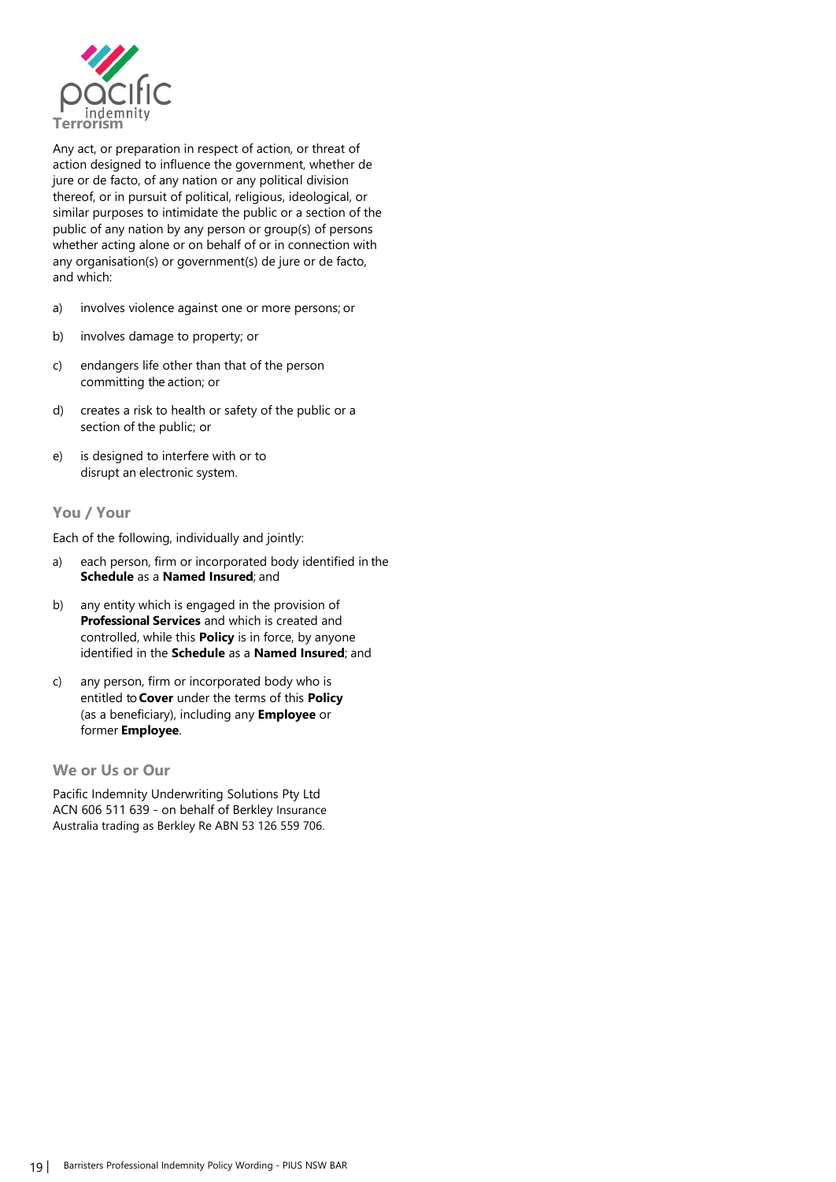### Terrorism

Any act, or preparation in respect of action, or threat of action designed to influence the government, whether de jure or de facto, of any nation or any political division thereof, or in pursuit of political, religious, ideological, or similar purposes to intimidate the public or a section of the public of any nation by any person or group(s) of persons whether acting alone or on behalf of or in connection with any organisation(s) or government(s) de jure or de facto, and which:

a) involves violence against one or more persons; or

b) involves damage to property; or

c) endangers life other than that of the person committing the action; or

d) creates a risk to health or safety of the public or a section of the public; or

e) is designed to interfere with or to disrupt an electronic system.

### You / Your

Each of the following, individually and jointly:

a) each person, firm or incorporated body identified in the **Schedule** as a **Named Insured**; and

b) any entity which is engaged in the provision of **Professional Services** and which is created and controlled, while this **Policy** is in force, by anyone identified in the **Schedule** as a **Named Insured**; and

c) any person, firm or incorporated body who is entitled to **Cover** under the terms of this **Policy** (as a beneficiary), including any **Employee** or former **Employee**.

### We or Us or Our

Pacific Indemnity Underwriting Solutions Pty Ltd ACN 606 511 639 - on behalf of Berkley Insurance Australia trading as Berkley Re ABN 53 126 559 706.